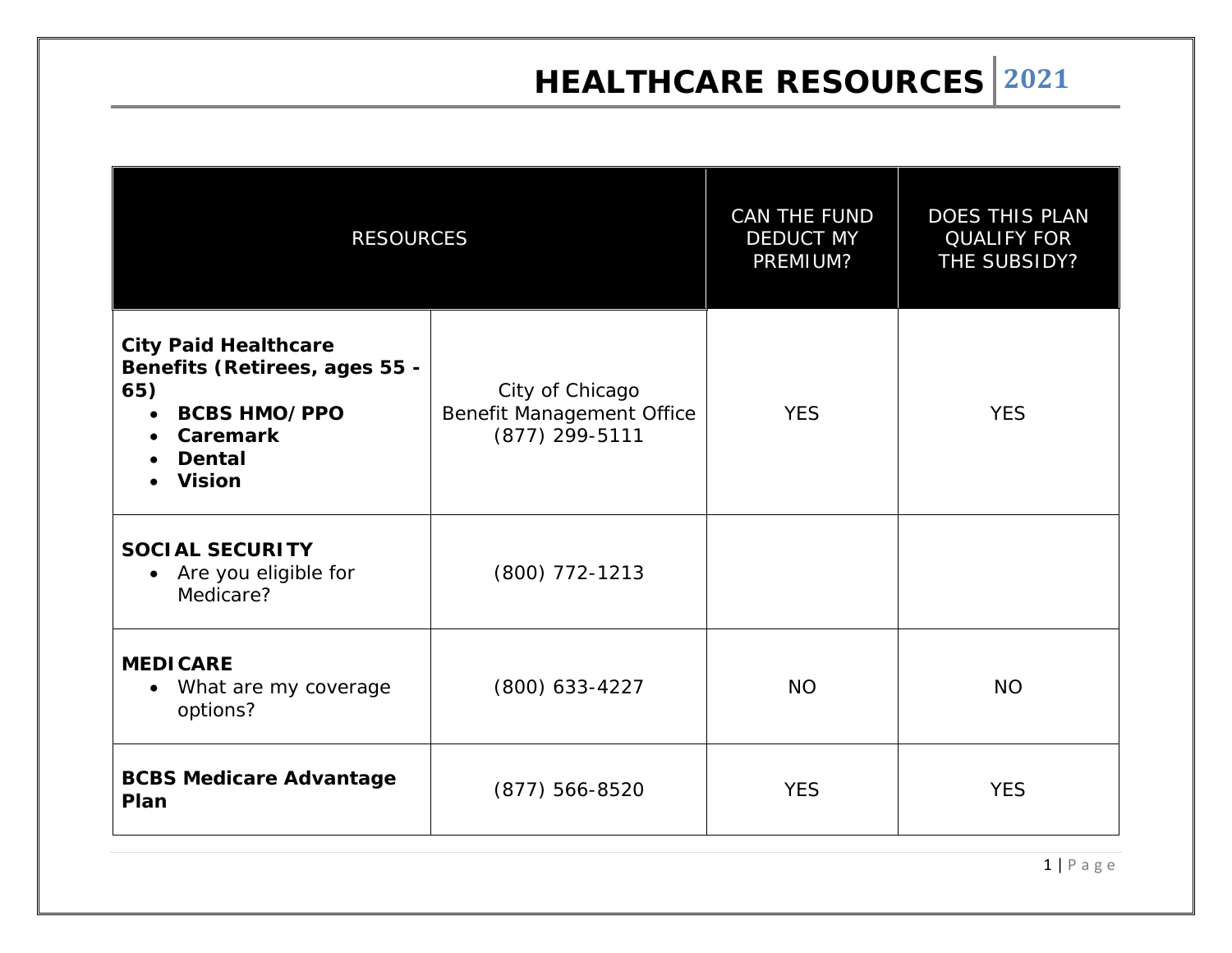# HEALTHCARE RESOURCES 2021

| RESOURCES | | CAN THE FUND DEDUCT MY PREMIUM? | DOES THIS PLAN QUALIFY FOR THE SUBSIDY? |
|---|---|---|---|
| **City Paid Healthcare Benefits (Retirees, ages 55 - 65)**<br>• **BCBS HMO/PPO**<br>• **Caremark**<br>• **Dental**<br>• **Vision** | City of Chicago<br>Benefit Management Office<br>(877) 299-5111 | YES | YES |
| **SOCIAL SECURITY**<br>• Are you eligible for Medicare? | (800) 772-1213 | | |
| **MEDICARE**<br>• What are my coverage options? | (800) 633-4227 | NO | NO |
| **BCBS Medicare Advantage Plan** | (877) 566-8520 | YES | YES |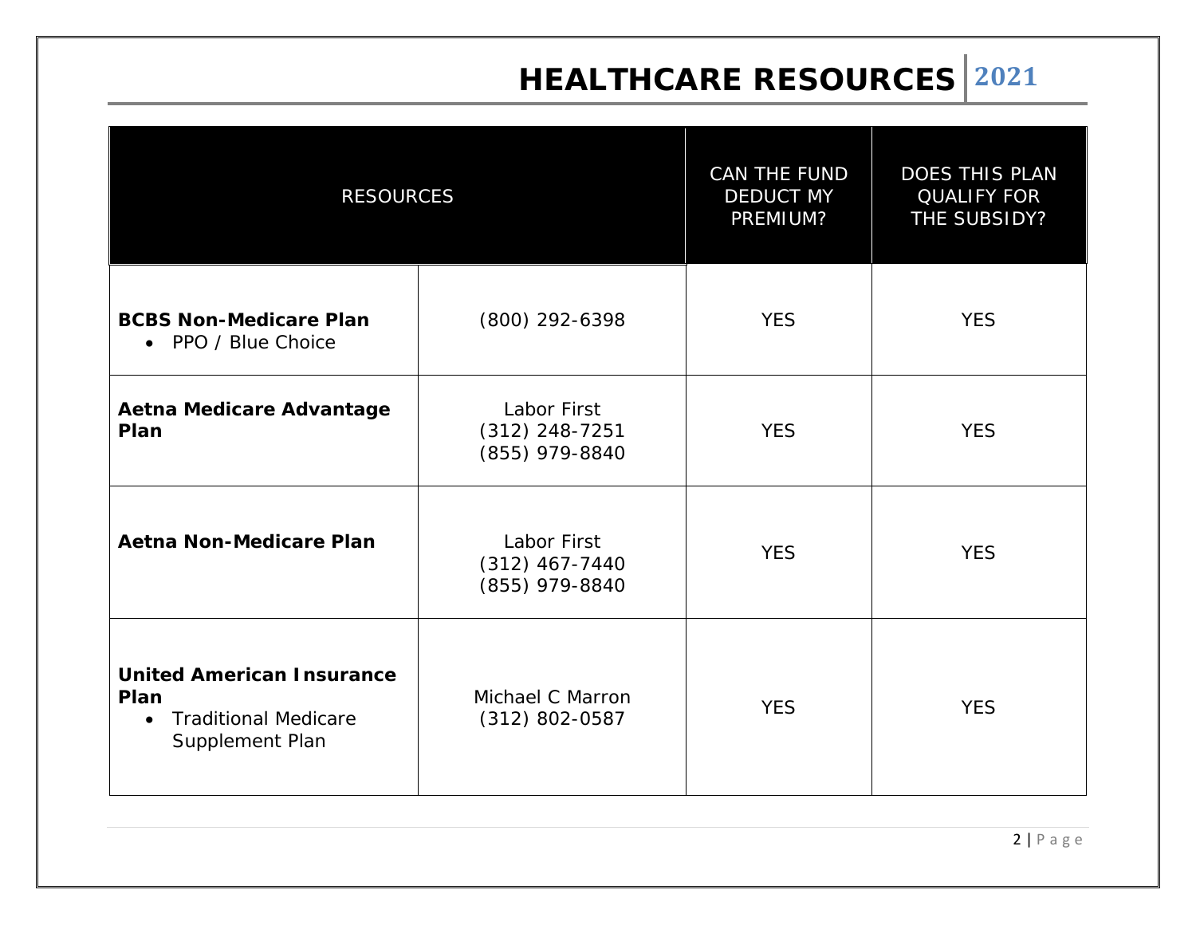# HEALTHCARE RESOURCES 2021

| RESOURCES | | CAN THE FUND DEDUCT MY PREMIUM? | DOES THIS PLAN QUALIFY FOR THE SUBSIDY? |
|---|---|---|---|
| **BCBS Non-Medicare Plan**<br>• PPO / Blue Choice | (800) 292-6398 | YES | YES |
| **Aetna Medicare Advantage Plan** | Labor First<br>(312) 248-7251<br>(855) 979-8840 | YES | YES |
| **Aetna Non-Medicare Plan** | Labor First<br>(312) 467-7440<br>(855) 979-8840 | YES | YES |
| **United American Insurance Plan**<br>• Traditional Medicare Supplement Plan | Michael C Marron<br>(312) 802-0587 | YES | YES |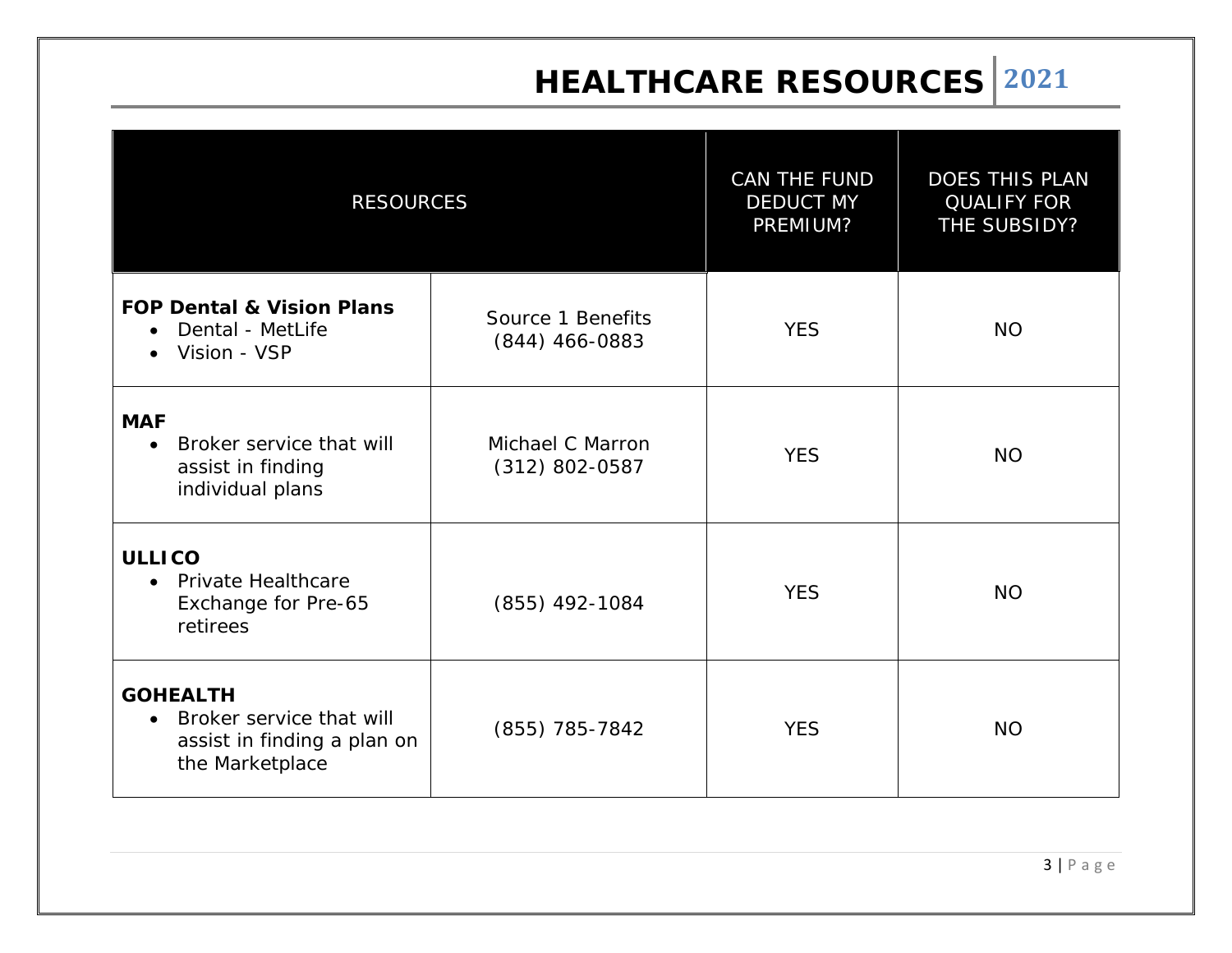# HEALTHCARE RESOURCES 2021

| RESOURCES | | CAN THE FUND DEDUCT MY PREMIUM? | DOES THIS PLAN QUALIFY FOR THE SUBSIDY? |
|---|---|---|---|
| **FOP Dental & Vision Plans**<br>• Dental - MetLife<br>• Vision - VSP | Source 1 Benefits<br>(844) 466-0883 | YES | NO |
| **MAF**<br>• Broker service that will assist in finding individual plans | Michael C Marron<br>(312) 802-0587 | YES | NO |
| **ULLICO**<br>• Private Healthcare Exchange for Pre-65 retirees | (855) 492-1084 | YES | NO |
| **GOHEALTH**<br>• Broker service that will assist in finding a plan on the Marketplace | (855) 785-7842 | YES | NO |